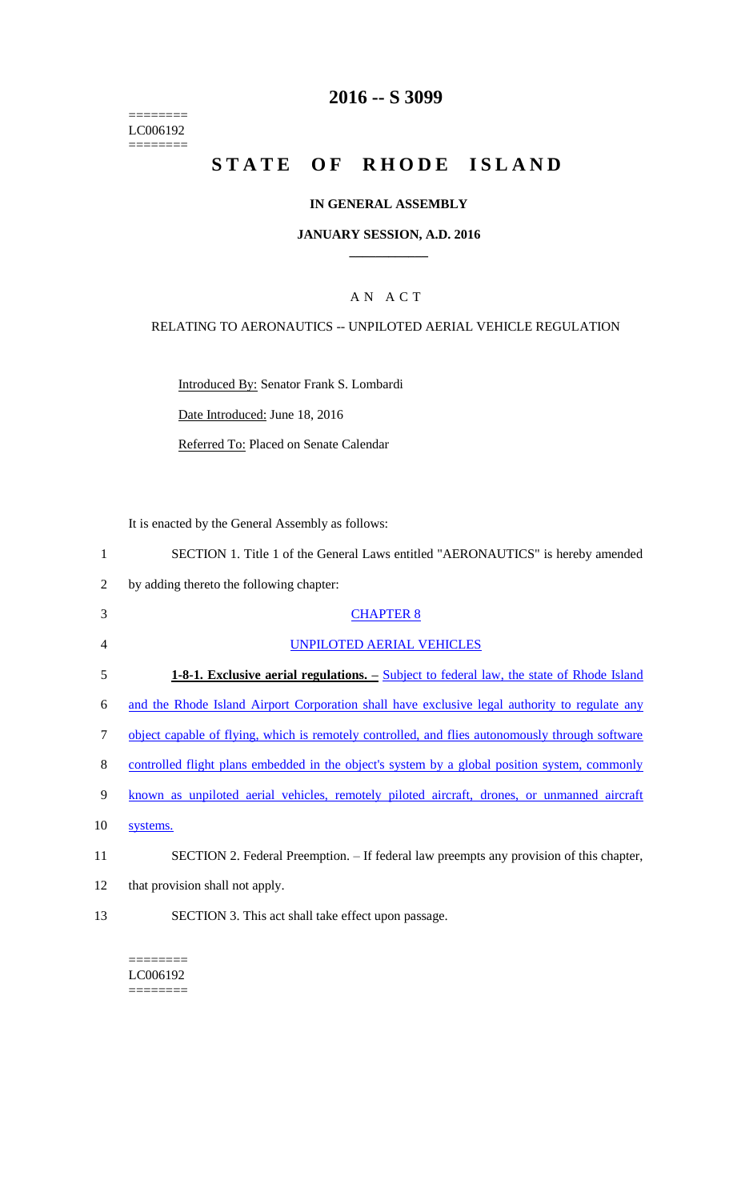========
LC006192
========

# 2016 -- S 3099

# STATE OF RHODE ISLAND

## IN GENERAL ASSEMBLY

### JANUARY SESSION, A.D. 2016

### A N A C T

RELATING TO AERONAUTICS -- UNPILOTED AERIAL VEHICLE REGULATION

Introduced By: Senator Frank S. Lombardi

Date Introduced: June 18, 2016

Referred To: Placed on Senate Calendar

It is enacted by the General Assembly as follows:

1 SECTION 1. Title 1 of the General Laws entitled "AERONAUTICS" is hereby amended
2 by adding thereto the following chapter:

3 CHAPTER 8

4 UNPILOTED AERIAL VEHICLES

5 **1-8-1. Exclusive aerial regulations. –** Subject to federal law, the state of Rhode Island
6 and the Rhode Island Airport Corporation shall have exclusive legal authority to regulate any
7 object capable of flying, which is remotely controlled, and flies autonomously through software
8 controlled flight plans embedded in the object's system by a global position system, commonly
9 known as unpiloted aerial vehicles, remotely piloted aircraft, drones, or unmanned aircraft
10 systems.

11 SECTION 2. Federal Preemption. – If federal law preempts any provision of this chapter,
12 that provision shall not apply.

13 SECTION 3. This act shall take effect upon passage.

========
LC006192
========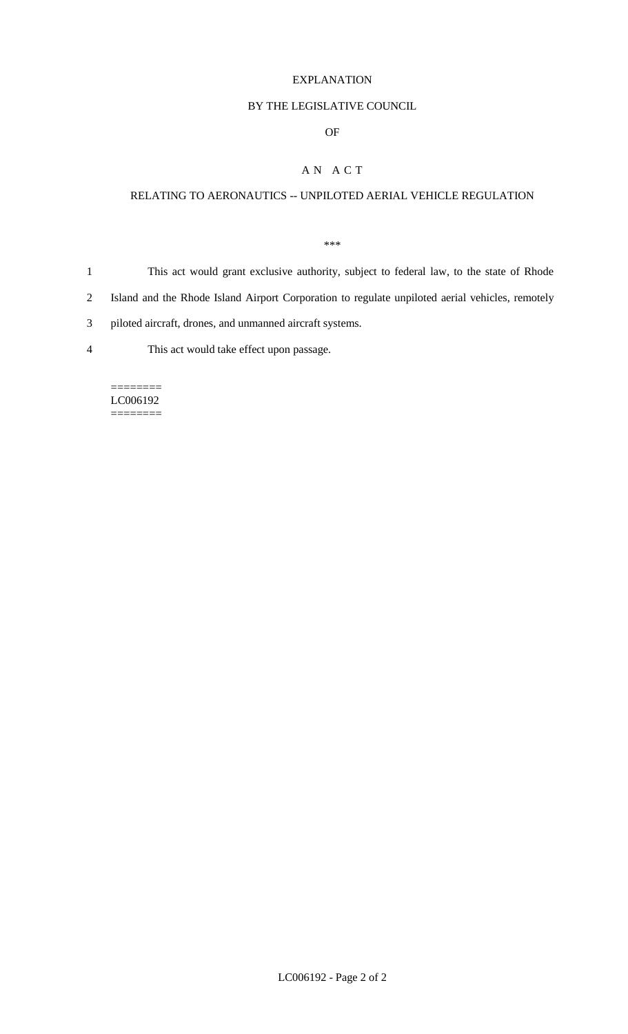EXPLANATION

BY THE LEGISLATIVE COUNCIL

OF

A N A C T

RELATING TO AERONAUTICS -- UNPILOTED AERIAL VEHICLE REGULATION

\*\*\*

1 This act would grant exclusive authority, subject to federal law, to the state of Rhode
2 Island and the Rhode Island Airport Corporation to regulate unpiloted aerial vehicles, remotely
3 piloted aircraft, drones, and unmanned aircraft systems.
4 This act would take effect upon passage.

========
LC006192
========